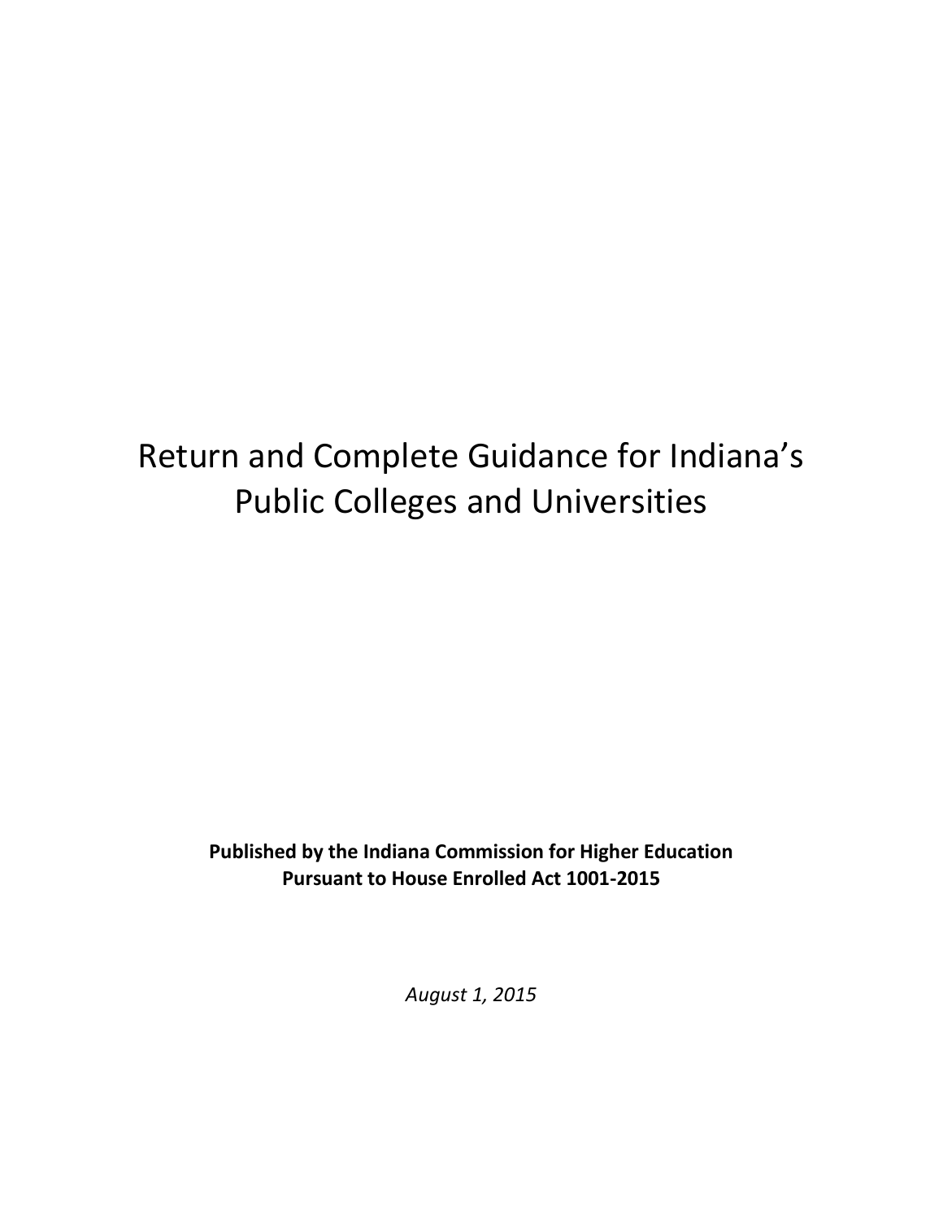# Return and Complete Guidance for Indiana's Public Colleges and Universities

**Published by the Indiana Commission for Higher Education**
**Pursuant to House Enrolled Act 1001-2015**

*August 1, 2015*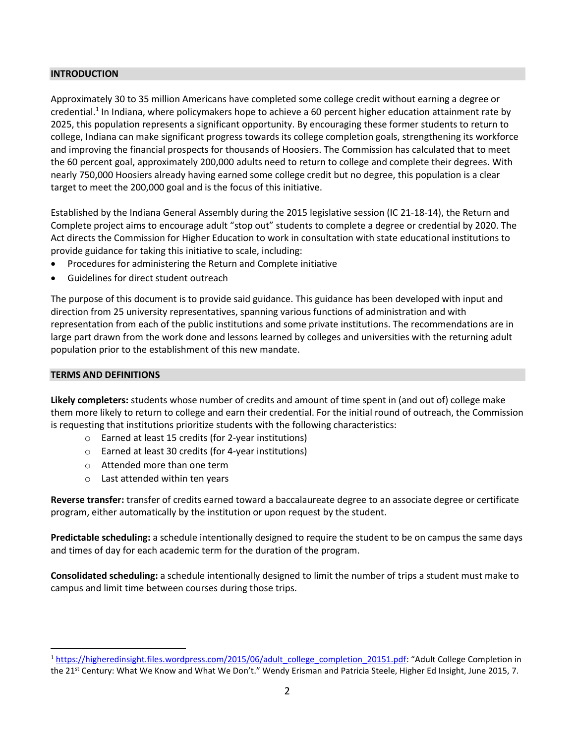## INTRODUCTION

Approximately 30 to 35 million Americans have completed some college credit without earning a degree or credential.[1] In Indiana, where policymakers hope to achieve a 60 percent higher education attainment rate by 2025, this population represents a significant opportunity. By encouraging these former students to return to college, Indiana can make significant progress towards its college completion goals, strengthening its workforce and improving the financial prospects for thousands of Hoosiers. The Commission has calculated that to meet the 60 percent goal, approximately 200,000 adults need to return to college and complete their degrees. With nearly 750,000 Hoosiers already having earned some college credit but no degree, this population is a clear target to meet the 200,000 goal and is the focus of this initiative.

Established by the Indiana General Assembly during the 2015 legislative session (IC 21-18-14), the Return and Complete project aims to encourage adult "stop out" students to complete a degree or credential by 2020. The Act directs the Commission for Higher Education to work in consultation with state educational institutions to provide guidance for taking this initiative to scale, including:

- Procedures for administering the Return and Complete initiative
- Guidelines for direct student outreach

The purpose of this document is to provide said guidance. This guidance has been developed with input and direction from 25 university representatives, spanning various functions of administration and with representation from each of the public institutions and some private institutions. The recommendations are in large part drawn from the work done and lessons learned by colleges and universities with the returning adult population prior to the establishment of this new mandate.

## TERMS AND DEFINITIONS

**Likely completers:** students whose number of credits and amount of time spent in (and out of) college make them more likely to return to college and earn their credential. For the initial round of outreach, the Commission is requesting that institutions prioritize students with the following characteristics:

- Earned at least 15 credits (for 2-year institutions)
- Earned at least 30 credits (for 4-year institutions)
- Attended more than one term
- Last attended within ten years

**Reverse transfer:** transfer of credits earned toward a baccalaureate degree to an associate degree or certificate program, either automatically by the institution or upon request by the student.

**Predictable scheduling:** a schedule intentionally designed to require the student to be on campus the same days and times of day for each academic term for the duration of the program.

**Consolidated scheduling:** a schedule intentionally designed to limit the number of trips a student must make to campus and limit time between courses during those trips.

---

[1] https://higheredinsight.files.wordpress.com/2015/06/adult_college_completion_20151.pdf: "Adult College Completion in the 21st Century: What We Know and What We Don't." Wendy Erisman and Patricia Steele, Higher Ed Insight, June 2015, 7.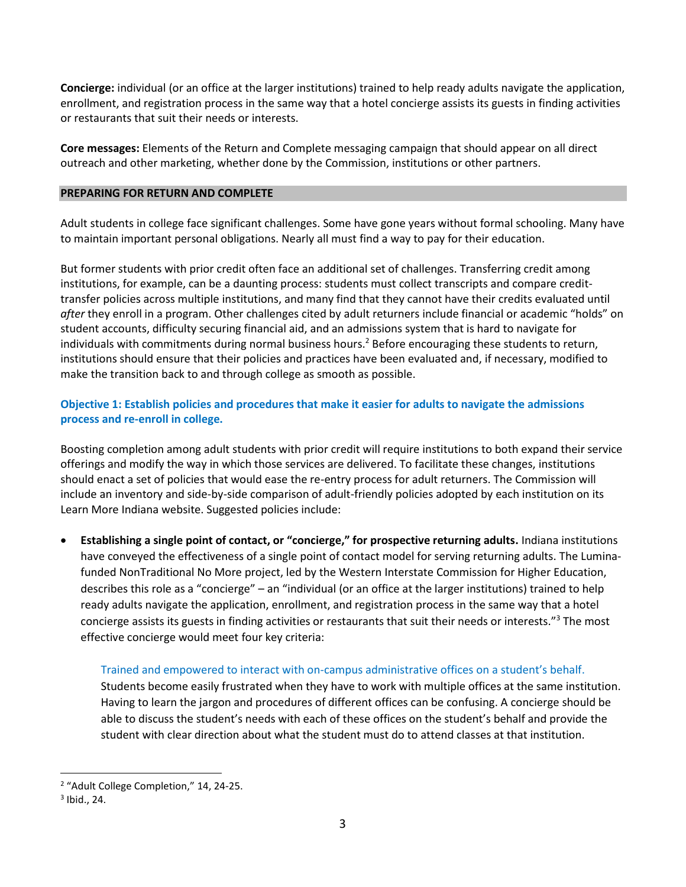**Concierge:** individual (or an office at the larger institutions) trained to help ready adults navigate the application, enrollment, and registration process in the same way that a hotel concierge assists its guests in finding activities or restaurants that suit their needs or interests.

**Core messages:** Elements of the Return and Complete messaging campaign that should appear on all direct outreach and other marketing, whether done by the Commission, institutions or other partners.

## PREPARING FOR RETURN AND COMPLETE

Adult students in college face significant challenges. Some have gone years without formal schooling. Many have to maintain important personal obligations. Nearly all must find a way to pay for their education.

But former students with prior credit often face an additional set of challenges. Transferring credit among institutions, for example, can be a daunting process: students must collect transcripts and compare credit-transfer policies across multiple institutions, and many find that they cannot have their credits evaluated until *after* they enroll in a program. Other challenges cited by adult returners include financial or academic "holds" on student accounts, difficulty securing financial aid, and an admissions system that is hard to navigate for individuals with commitments during normal business hours.[2] Before encouraging these students to return, institutions should ensure that their policies and practices have been evaluated and, if necessary, modified to make the transition back to and through college as smooth as possible.

### Objective 1: Establish policies and procedures that make it easier for adults to navigate the admissions process and re-enroll in college.

Boosting completion among adult students with prior credit will require institutions to both expand their service offerings and modify the way in which those services are delivered. To facilitate these changes, institutions should enact a set of policies that would ease the re-entry process for adult returners. The Commission will include an inventory and side-by-side comparison of adult-friendly policies adopted by each institution on its Learn More Indiana website. Suggested policies include:

- **Establishing a single point of contact, or "concierge," for prospective returning adults.** Indiana institutions have conveyed the effectiveness of a single point of contact model for serving returning adults. The Lumina-funded NonTraditional No More project, led by the Western Interstate Commission for Higher Education, describes this role as a "concierge" – an "individual (or an office at the larger institutions) trained to help ready adults navigate the application, enrollment, and registration process in the same way that a hotel concierge assists its guests in finding activities or restaurants that suit their needs or interests."[3] The most effective concierge would meet four key criteria:

  Trained and empowered to interact with on-campus administrative offices on a student's behalf.
  Students become easily frustrated when they have to work with multiple offices at the same institution. Having to learn the jargon and procedures of different offices can be confusing. A concierge should be able to discuss the student's needs with each of these offices on the student's behalf and provide the student with clear direction about what the student must do to attend classes at that institution.

---

[2] "Adult College Completion," 14, 24-25.

[3] Ibid., 24.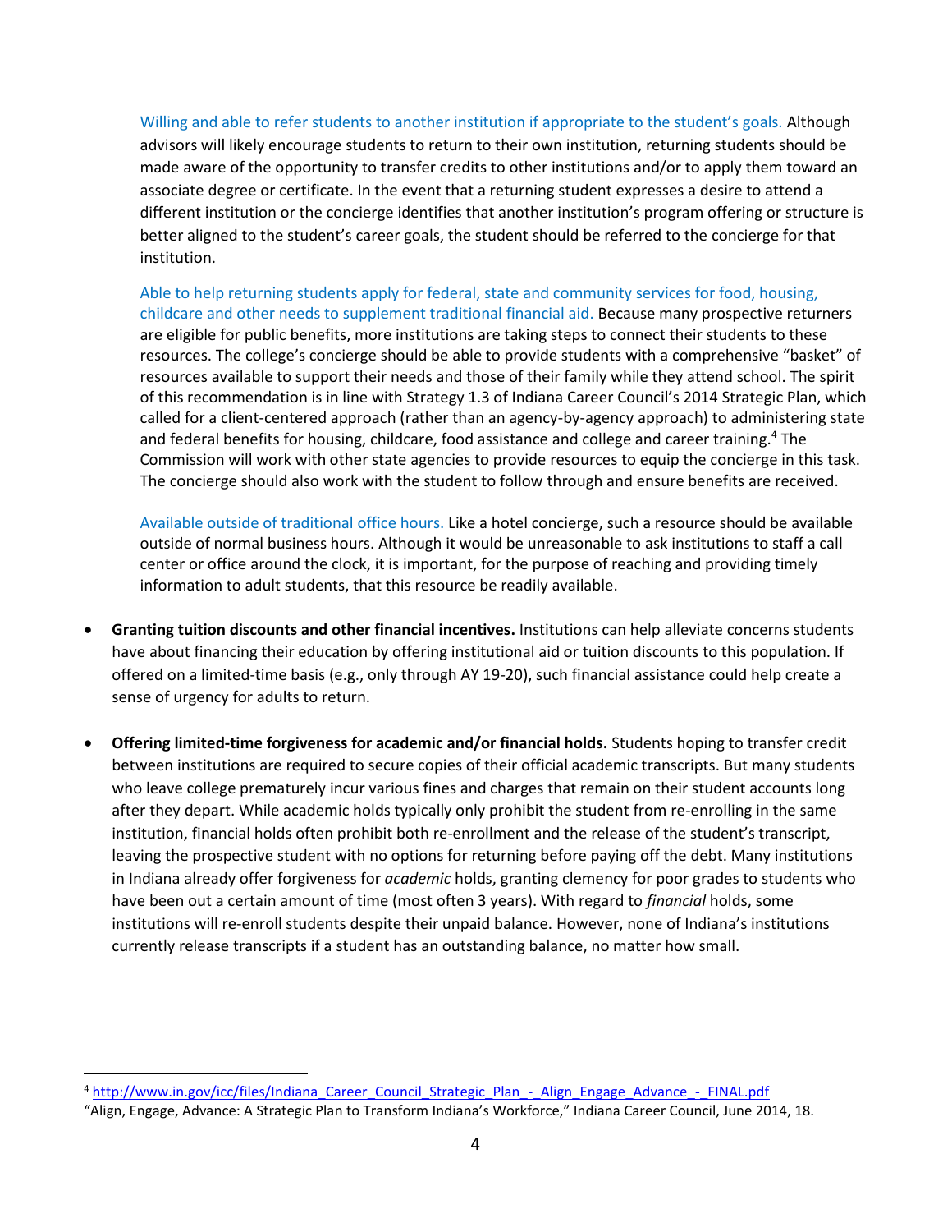Willing and able to refer students to another institution if appropriate to the student's goals. Although advisors will likely encourage students to return to their own institution, returning students should be made aware of the opportunity to transfer credits to other institutions and/or to apply them toward an associate degree or certificate. In the event that a returning student expresses a desire to attend a different institution or the concierge identifies that another institution's program offering or structure is better aligned to the student's career goals, the student should be referred to the concierge for that institution.

Able to help returning students apply for federal, state and community services for food, housing, childcare and other needs to supplement traditional financial aid. Because many prospective returners are eligible for public benefits, more institutions are taking steps to connect their students to these resources. The college's concierge should be able to provide students with a comprehensive "basket" of resources available to support their needs and those of their family while they attend school. The spirit of this recommendation is in line with Strategy 1.3 of Indiana Career Council's 2014 Strategic Plan, which called for a client-centered approach (rather than an agency-by-agency approach) to administering state and federal benefits for housing, childcare, food assistance and college and career training.[4] The Commission will work with other state agencies to provide resources to equip the concierge in this task. The concierge should also work with the student to follow through and ensure benefits are received.

Available outside of traditional office hours. Like a hotel concierge, such a resource should be available outside of normal business hours. Although it would be unreasonable to ask institutions to staff a call center or office around the clock, it is important, for the purpose of reaching and providing timely information to adult students, that this resource be readily available.

- **Granting tuition discounts and other financial incentives.** Institutions can help alleviate concerns students have about financing their education by offering institutional aid or tuition discounts to this population. If offered on a limited-time basis (e.g., only through AY 19-20), such financial assistance could help create a sense of urgency for adults to return.

- **Offering limited-time forgiveness for academic and/or financial holds.** Students hoping to transfer credit between institutions are required to secure copies of their official academic transcripts. But many students who leave college prematurely incur various fines and charges that remain on their student accounts long after they depart. While academic holds typically only prohibit the student from re-enrolling in the same institution, financial holds often prohibit both re-enrollment and the release of the student's transcript, leaving the prospective student with no options for returning before paying off the debt. Many institutions in Indiana already offer forgiveness for *academic* holds, granting clemency for poor grades to students who have been out a certain amount of time (most often 3 years). With regard to *financial* holds, some institutions will re-enroll students despite their unpaid balance. However, none of Indiana's institutions currently release transcripts if a student has an outstanding balance, no matter how small.

---

[4] http://www.in.gov/icc/files/Indiana_Career_Council_Strategic_Plan_-_Align_Engage_Advance_-_FINAL.pdf
"Align, Engage, Advance: A Strategic Plan to Transform Indiana's Workforce," Indiana Career Council, June 2014, 18.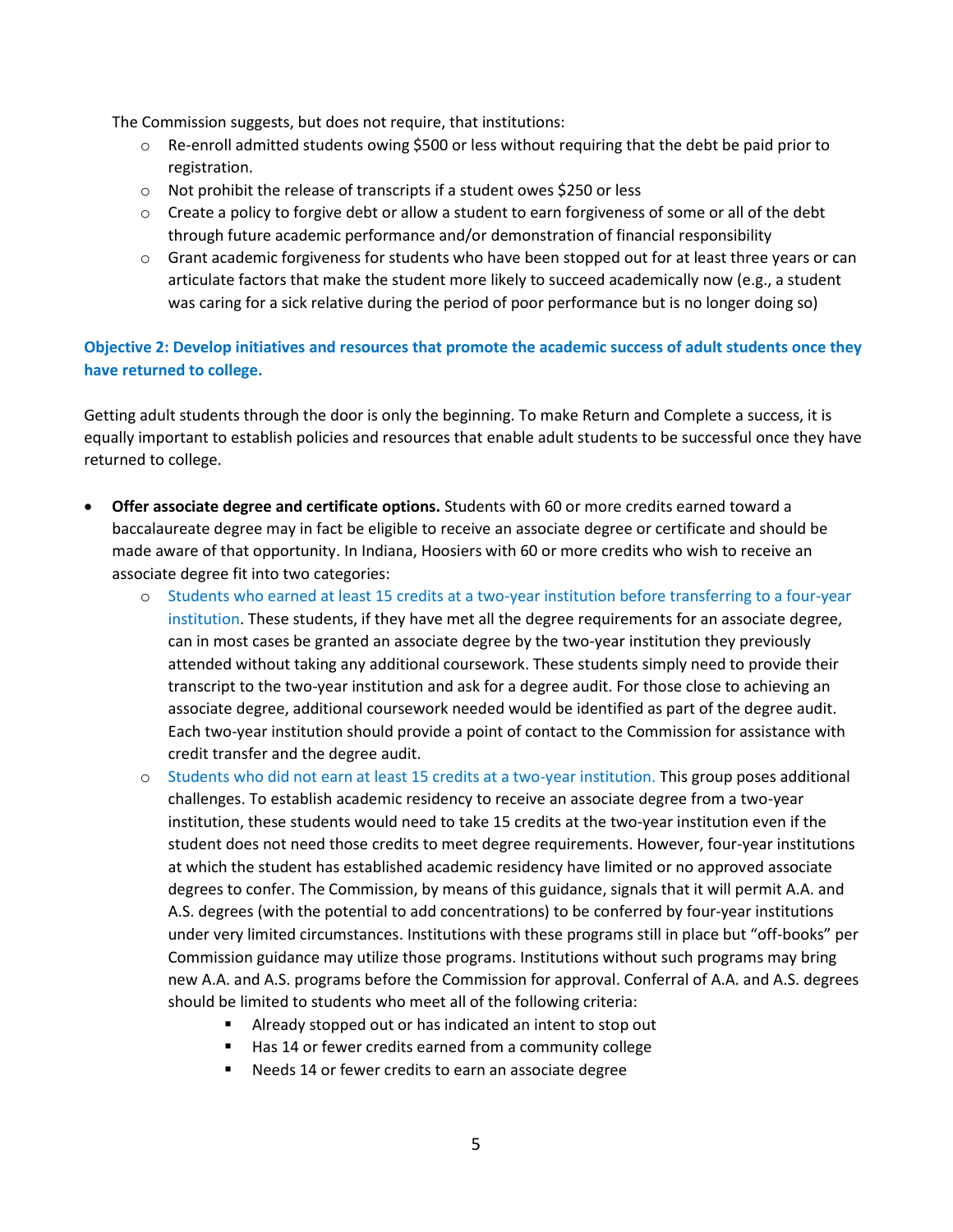The Commission suggests, but does not require, that institutions:

- Re-enroll admitted students owing $500 or less without requiring that the debt be paid prior to registration.
- Not prohibit the release of transcripts if a student owes $250 or less
- Create a policy to forgive debt or allow a student to earn forgiveness of some or all of the debt through future academic performance and/or demonstration of financial responsibility
- Grant academic forgiveness for students who have been stopped out for at least three years or can articulate factors that make the student more likely to succeed academically now (e.g., a student was caring for a sick relative during the period of poor performance but is no longer doing so)

### Objective 2: Develop initiatives and resources that promote the academic success of adult students once they have returned to college.

Getting adult students through the door is only the beginning. To make Return and Complete a success, it is equally important to establish policies and resources that enable adult students to be successful once they have returned to college.

- **Offer associate degree and certificate options.** Students with 60 or more credits earned toward a baccalaureate degree may in fact be eligible to receive an associate degree or certificate and should be made aware of that opportunity. In Indiana, Hoosiers with 60 or more credits who wish to receive an associate degree fit into two categories:
  - Students who earned at least 15 credits at a two-year institution before transferring to a four-year institution. These students, if they have met all the degree requirements for an associate degree, can in most cases be granted an associate degree by the two-year institution they previously attended without taking any additional coursework. These students simply need to provide their transcript to the two-year institution and ask for a degree audit. For those close to achieving an associate degree, additional coursework needed would be identified as part of the degree audit. Each two-year institution should provide a point of contact to the Commission for assistance with credit transfer and the degree audit.
  - Students who did not earn at least 15 credits at a two-year institution. This group poses additional challenges. To establish academic residency to receive an associate degree from a two-year institution, these students would need to take 15 credits at the two-year institution even if the student does not need those credits to meet degree requirements. However, four-year institutions at which the student has established academic residency have limited or no approved associate degrees to confer. The Commission, by means of this guidance, signals that it will permit A.A. and A.S. degrees (with the potential to add concentrations) to be conferred by four-year institutions under very limited circumstances. Institutions with these programs still in place but "off-books" per Commission guidance may utilize those programs. Institutions without such programs may bring new A.A. and A.S. programs before the Commission for approval. Conferral of A.A. and A.S. degrees should be limited to students who meet all of the following criteria:
    - Already stopped out or has indicated an intent to stop out
    - Has 14 or fewer credits earned from a community college
    - Needs 14 or fewer credits to earn an associate degree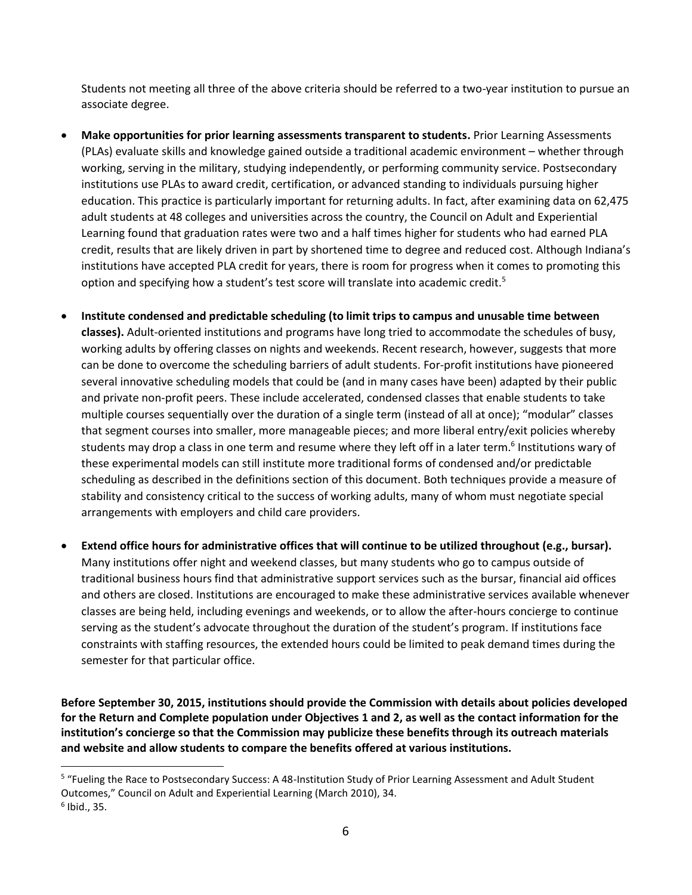Students not meeting all three of the above criteria should be referred to a two-year institution to pursue an associate degree.

- **Make opportunities for prior learning assessments transparent to students.** Prior Learning Assessments (PLAs) evaluate skills and knowledge gained outside a traditional academic environment – whether through working, serving in the military, studying independently, or performing community service. Postsecondary institutions use PLAs to award credit, certification, or advanced standing to individuals pursuing higher education. This practice is particularly important for returning adults. In fact, after examining data on 62,475 adult students at 48 colleges and universities across the country, the Council on Adult and Experiential Learning found that graduation rates were two and a half times higher for students who had earned PLA credit, results that are likely driven in part by shortened time to degree and reduced cost. Although Indiana's institutions have accepted PLA credit for years, there is room for progress when it comes to promoting this option and specifying how a student's test score will translate into academic credit.[5]

- **Institute condensed and predictable scheduling (to limit trips to campus and unusable time between classes).** Adult-oriented institutions and programs have long tried to accommodate the schedules of busy, working adults by offering classes on nights and weekends. Recent research, however, suggests that more can be done to overcome the scheduling barriers of adult students. For-profit institutions have pioneered several innovative scheduling models that could be (and in many cases have been) adapted by their public and private non-profit peers. These include accelerated, condensed classes that enable students to take multiple courses sequentially over the duration of a single term (instead of all at once); "modular" classes that segment courses into smaller, more manageable pieces; and more liberal entry/exit policies whereby students may drop a class in one term and resume where they left off in a later term.[6] Institutions wary of these experimental models can still institute more traditional forms of condensed and/or predictable scheduling as described in the definitions section of this document. Both techniques provide a measure of stability and consistency critical to the success of working adults, many of whom must negotiate special arrangements with employers and child care providers.

- **Extend office hours for administrative offices that will continue to be utilized throughout (e.g., bursar).** Many institutions offer night and weekend classes, but many students who go to campus outside of traditional business hours find that administrative support services such as the bursar, financial aid offices and others are closed. Institutions are encouraged to make these administrative services available whenever classes are being held, including evenings and weekends, or to allow the after-hours concierge to continue serving as the student's advocate throughout the duration of the student's program. If institutions face constraints with staffing resources, the extended hours could be limited to peak demand times during the semester for that particular office.

**Before September 30, 2015, institutions should provide the Commission with details about policies developed for the Return and Complete population under Objectives 1 and 2, as well as the contact information for the institution's concierge so that the Commission may publicize these benefits through its outreach materials and website and allow students to compare the benefits offered at various institutions.**

---

[5] "Fueling the Race to Postsecondary Success: A 48-Institution Study of Prior Learning Assessment and Adult Student Outcomes," Council on Adult and Experiential Learning (March 2010), 34.

[6] Ibid., 35.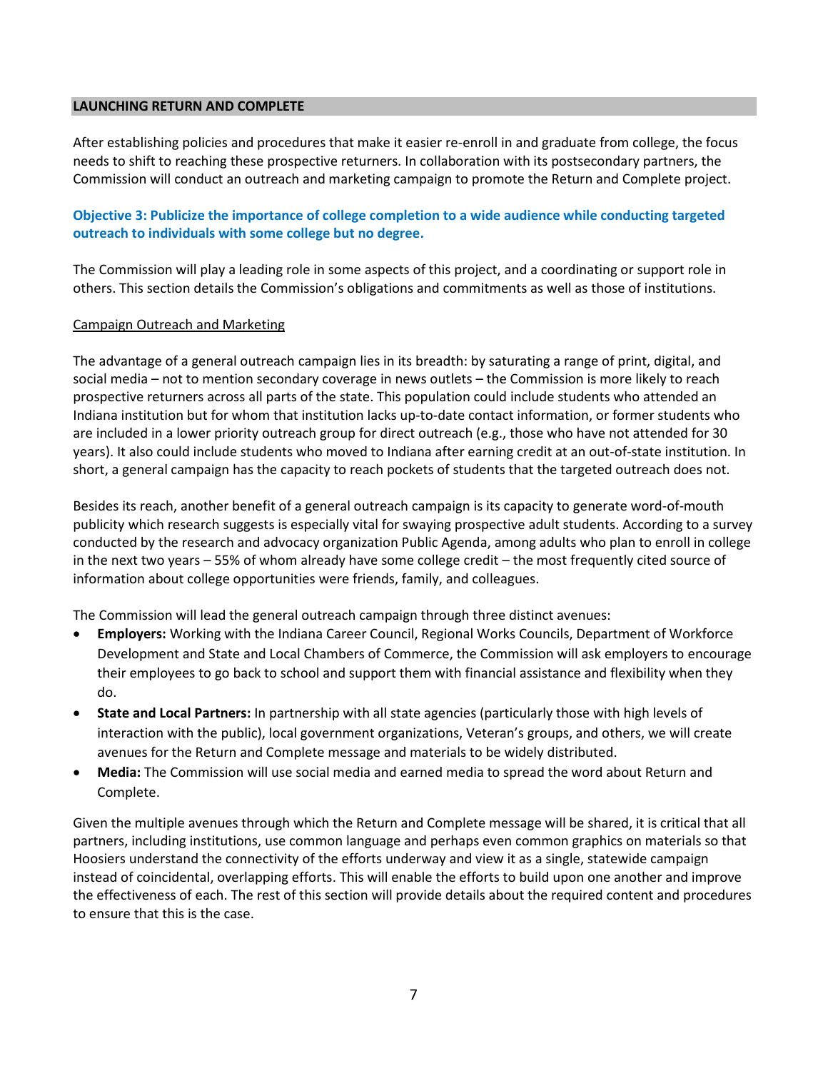## LAUNCHING RETURN AND COMPLETE

After establishing policies and procedures that make it easier re-enroll in and graduate from college, the focus needs to shift to reaching these prospective returners. In collaboration with its postsecondary partners, the Commission will conduct an outreach and marketing campaign to promote the Return and Complete project.

### Objective 3: Publicize the importance of college completion to a wide audience while conducting targeted outreach to individuals with some college but no degree.

The Commission will play a leading role in some aspects of this project, and a coordinating or support role in others. This section details the Commission's obligations and commitments as well as those of institutions.

#### Campaign Outreach and Marketing

The advantage of a general outreach campaign lies in its breadth: by saturating a range of print, digital, and social media – not to mention secondary coverage in news outlets – the Commission is more likely to reach prospective returners across all parts of the state. This population could include students who attended an Indiana institution but for whom that institution lacks up-to-date contact information, or former students who are included in a lower priority outreach group for direct outreach (e.g., those who have not attended for 30 years). It also could include students who moved to Indiana after earning credit at an out-of-state institution. In short, a general campaign has the capacity to reach pockets of students that the targeted outreach does not.

Besides its reach, another benefit of a general outreach campaign is its capacity to generate word-of-mouth publicity which research suggests is especially vital for swaying prospective adult students. According to a survey conducted by the research and advocacy organization Public Agenda, among adults who plan to enroll in college in the next two years – 55% of whom already have some college credit – the most frequently cited source of information about college opportunities were friends, family, and colleagues.

The Commission will lead the general outreach campaign through three distinct avenues:

- **Employers:** Working with the Indiana Career Council, Regional Works Councils, Department of Workforce Development and State and Local Chambers of Commerce, the Commission will ask employers to encourage their employees to go back to school and support them with financial assistance and flexibility when they do.
- **State and Local Partners:** In partnership with all state agencies (particularly those with high levels of interaction with the public), local government organizations, Veteran's groups, and others, we will create avenues for the Return and Complete message and materials to be widely distributed.
- **Media:** The Commission will use social media and earned media to spread the word about Return and Complete.

Given the multiple avenues through which the Return and Complete message will be shared, it is critical that all partners, including institutions, use common language and perhaps even common graphics on materials so that Hoosiers understand the connectivity of the efforts underway and view it as a single, statewide campaign instead of coincidental, overlapping efforts. This will enable the efforts to build upon one another and improve the effectiveness of each. The rest of this section will provide details about the required content and procedures to ensure that this is the case.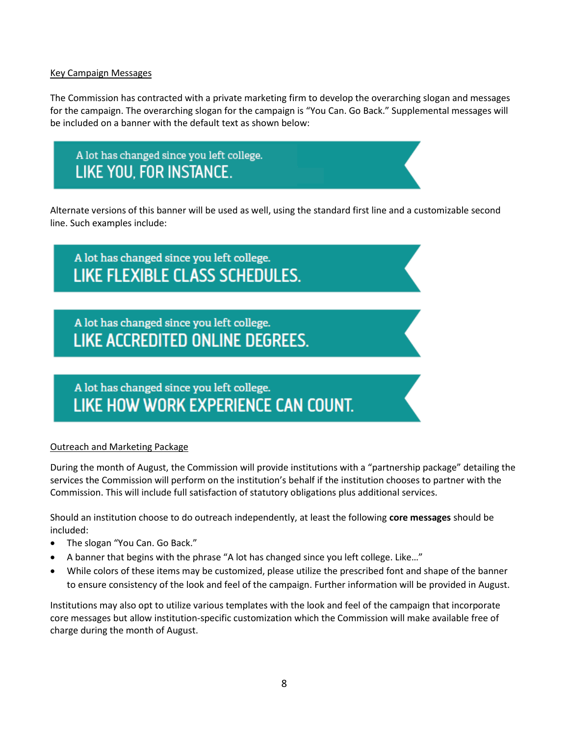<u>Key Campaign Messages</u>

The Commission has contracted with a private marketing firm to develop the overarching slogan and messages for the campaign. The overarching slogan for the campaign is "You Can. Go Back." Supplemental messages will be included on a banner with the default text as shown below:

A lot has changed since you left college.
LIKE YOU, FOR INSTANCE.

Alternate versions of this banner will be used as well, using the standard first line and a customizable second line. Such examples include:

A lot has changed since you left college.
LIKE FLEXIBLE CLASS SCHEDULES.

A lot has changed since you left college.
LIKE ACCREDITED ONLINE DEGREES.

A lot has changed since you left college.
LIKE HOW WORK EXPERIENCE CAN COUNT.

<u>Outreach and Marketing Package</u>

During the month of August, the Commission will provide institutions with a "partnership package" detailing the services the Commission will perform on the institution's behalf if the institution chooses to partner with the Commission. This will include full satisfaction of statutory obligations plus additional services.

Should an institution choose to do outreach independently, at least the following **core messages** should be included:

- The slogan "You Can. Go Back."
- A banner that begins with the phrase "A lot has changed since you left college. Like…"
- While colors of these items may be customized, please utilize the prescribed font and shape of the banner to ensure consistency of the look and feel of the campaign. Further information will be provided in August.

Institutions may also opt to utilize various templates with the look and feel of the campaign that incorporate core messages but allow institution-specific customization which the Commission will make available free of charge during the month of August.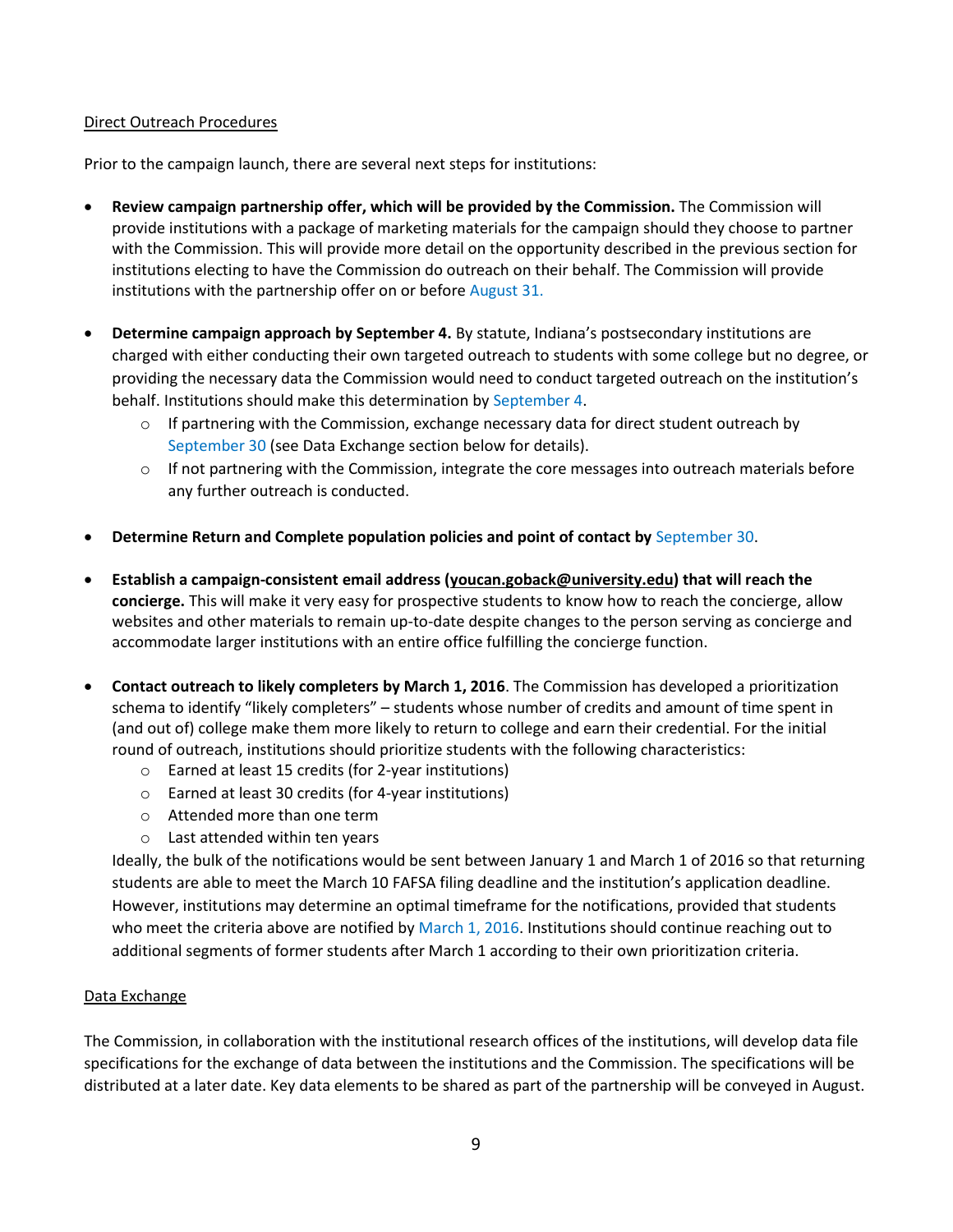Direct Outreach Procedures

Prior to the campaign launch, there are several next steps for institutions:

- **Review campaign partnership offer, which will be provided by the Commission.** The Commission will provide institutions with a package of marketing materials for the campaign should they choose to partner with the Commission. This will provide more detail on the opportunity described in the previous section for institutions electing to have the Commission do outreach on their behalf. The Commission will provide institutions with the partnership offer on or before August 31.

- **Determine campaign approach by September 4.** By statute, Indiana's postsecondary institutions are charged with either conducting their own targeted outreach to students with some college but no degree, or providing the necessary data the Commission would need to conduct targeted outreach on the institution's behalf. Institutions should make this determination by September 4.
  - If partnering with the Commission, exchange necessary data for direct student outreach by September 30 (see Data Exchange section below for details).
  - If not partnering with the Commission, integrate the core messages into outreach materials before any further outreach is conducted.

- **Determine Return and Complete population policies and point of contact by** September 30.

- **Establish a campaign-consistent email address (youcan.goback@university.edu) that will reach the concierge.** This will make it very easy for prospective students to know how to reach the concierge, allow websites and other materials to remain up-to-date despite changes to the person serving as concierge and accommodate larger institutions with an entire office fulfilling the concierge function.

- **Contact outreach to likely completers by March 1, 2016**. The Commission has developed a prioritization schema to identify "likely completers" – students whose number of credits and amount of time spent in (and out of) college make them more likely to return to college and earn their credential. For the initial round of outreach, institutions should prioritize students with the following characteristics:
  - Earned at least 15 credits (for 2-year institutions)
  - Earned at least 30 credits (for 4-year institutions)
  - Attended more than one term
  - Last attended within ten years

  Ideally, the bulk of the notifications would be sent between January 1 and March 1 of 2016 so that returning students are able to meet the March 10 FAFSA filing deadline and the institution's application deadline. However, institutions may determine an optimal timeframe for the notifications, provided that students who meet the criteria above are notified by March 1, 2016. Institutions should continue reaching out to additional segments of former students after March 1 according to their own prioritization criteria.

Data Exchange

The Commission, in collaboration with the institutional research offices of the institutions, will develop data file specifications for the exchange of data between the institutions and the Commission. The specifications will be distributed at a later date. Key data elements to be shared as part of the partnership will be conveyed in August.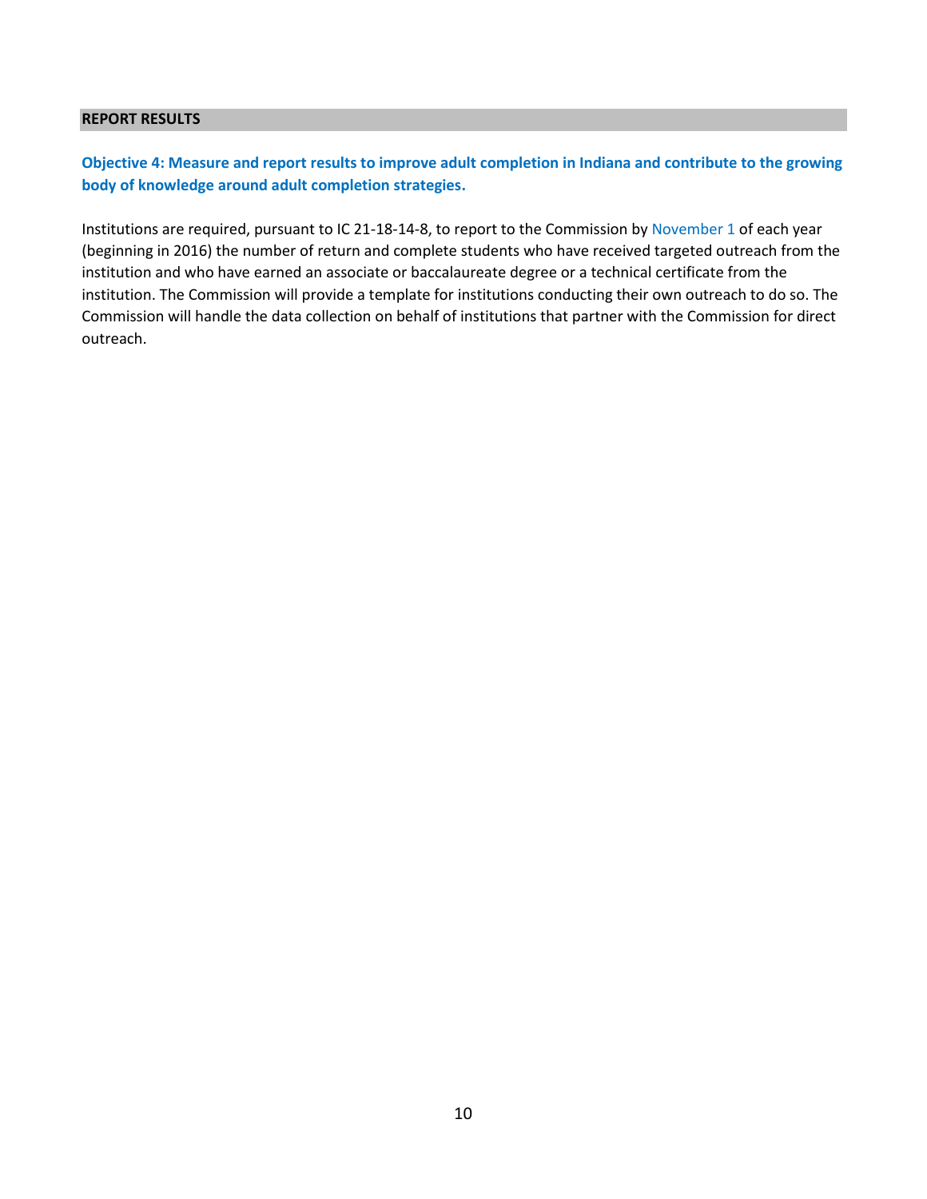## REPORT RESULTS

### Objective 4: Measure and report results to improve adult completion in Indiana and contribute to the growing body of knowledge around adult completion strategies.

Institutions are required, pursuant to IC 21-18-14-8, to report to the Commission by November 1 of each year (beginning in 2016) the number of return and complete students who have received targeted outreach from the institution and who have earned an associate or baccalaureate degree or a technical certificate from the institution. The Commission will provide a template for institutions conducting their own outreach to do so. The Commission will handle the data collection on behalf of institutions that partner with the Commission for direct outreach.